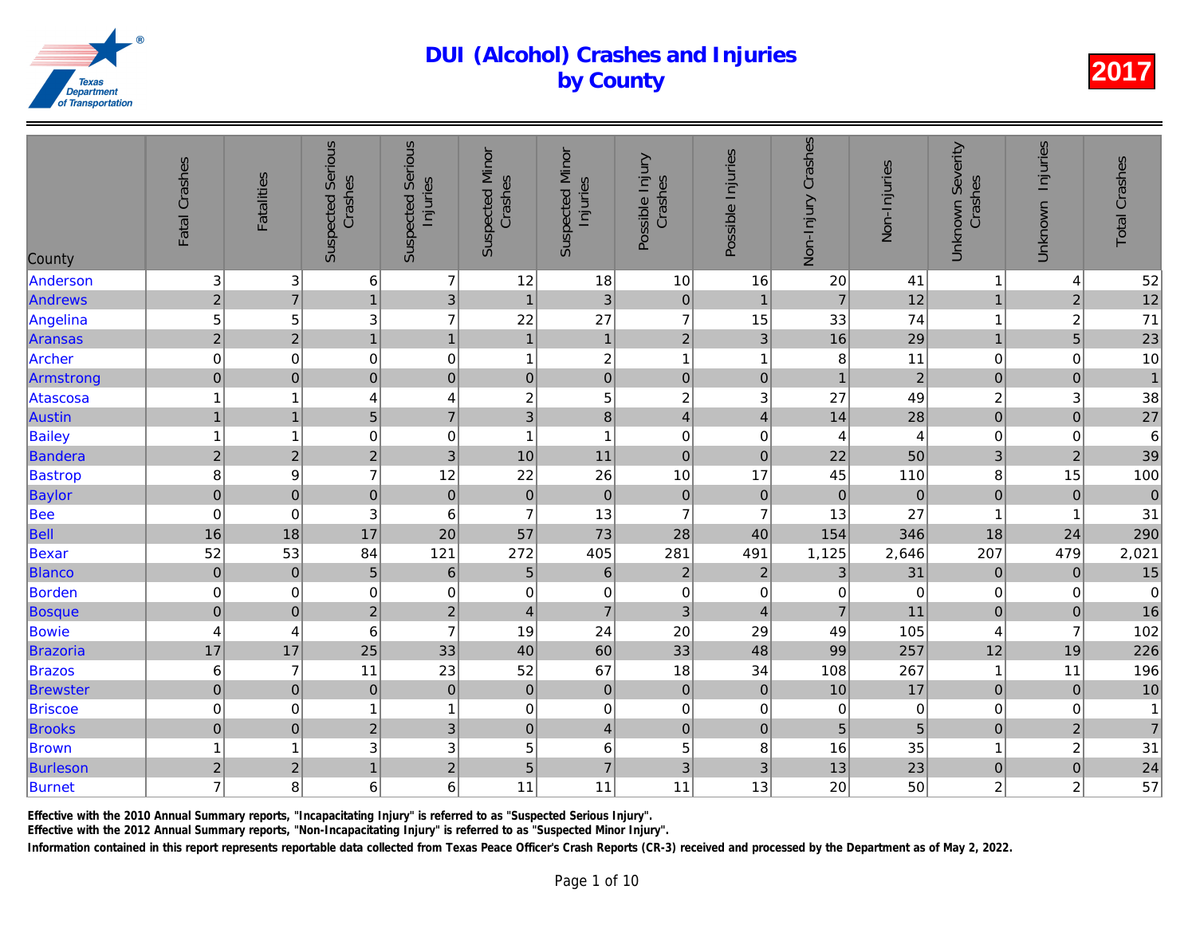# DUI (Alcohol) Crashes and Injuries by County

**2017**

| County | Fatal Crashes | Fatalities | Suspected Serious Crashes | Suspected Serious Injuries | Suspected Minor Crashes | Suspected Minor Injuries | Possible Injury Crashes | Possible Injuries | Non-Injury Crashes | Non-Injuries | Unknown Severity Crashes | Unknown Injuries | Total Crashes |
|---|---|---|---|---|---|---|---|---|---|---|---|---|---|
| Anderson | 3 | 3 | 6 | 7 | 12 | 18 | 10 | 16 | 20 | 41 | 1 | 4 | 52 |
| Andrews | 2 | 7 | 1 | 3 | 1 | 3 | 0 | 1 | 7 | 12 | 1 | 2 | 12 |
| Angelina | 5 | 5 | 3 | 7 | 22 | 27 | 7 | 15 | 33 | 74 | 1 | 2 | 71 |
| Aransas | 2 | 2 | 1 | 1 | 1 | 1 | 2 | 3 | 16 | 29 | 1 | 5 | 23 |
| Archer | 0 | 0 | 0 | 0 | 1 | 2 | 1 | 1 | 8 | 11 | 0 | 0 | 10 |
| Armstrong | 0 | 0 | 0 | 0 | 0 | 0 | 0 | 0 | 1 | 2 | 0 | 0 | 1 |
| Atascosa | 1 | 1 | 4 | 4 | 2 | 5 | 2 | 3 | 27 | 49 | 2 | 3 | 38 |
| Austin | 1 | 1 | 5 | 7 | 3 | 8 | 4 | 4 | 14 | 28 | 0 | 0 | 27 |
| Bailey | 1 | 1 | 0 | 0 | 1 | 1 | 0 | 0 | 4 | 4 | 0 | 0 | 6 |
| Bandera | 2 | 2 | 2 | 3 | 10 | 11 | 0 | 0 | 22 | 50 | 3 | 2 | 39 |
| Bastrop | 8 | 9 | 7 | 12 | 22 | 26 | 10 | 17 | 45 | 110 | 8 | 15 | 100 |
| Baylor | 0 | 0 | 0 | 0 | 0 | 0 | 0 | 0 | 0 | 0 | 0 | 0 | 0 |
| Bee | 0 | 0 | 3 | 6 | 7 | 13 | 7 | 7 | 13 | 27 | 1 | 1 | 31 |
| Bell | 16 | 18 | 17 | 20 | 57 | 73 | 28 | 40 | 154 | 346 | 18 | 24 | 290 |
| Bexar | 52 | 53 | 84 | 121 | 272 | 405 | 281 | 491 | 1,125 | 2,646 | 207 | 479 | 2,021 |
| Blanco | 0 | 0 | 5 | 6 | 5 | 6 | 2 | 2 | 3 | 31 | 0 | 0 | 15 |
| Borden | 0 | 0 | 0 | 0 | 0 | 0 | 0 | 0 | 0 | 0 | 0 | 0 | 0 |
| Bosque | 0 | 0 | 2 | 2 | 4 | 7 | 3 | 4 | 7 | 11 | 0 | 0 | 16 |
| Bowie | 4 | 4 | 6 | 7 | 19 | 24 | 20 | 29 | 49 | 105 | 4 | 7 | 102 |
| Brazoria | 17 | 17 | 25 | 33 | 40 | 60 | 33 | 48 | 99 | 257 | 12 | 19 | 226 |
| Brazos | 6 | 7 | 11 | 23 | 52 | 67 | 18 | 34 | 108 | 267 | 1 | 11 | 196 |
| Brewster | 0 | 0 | 0 | 0 | 0 | 0 | 0 | 0 | 10 | 17 | 0 | 0 | 10 |
| Briscoe | 0 | 0 | 1 | 1 | 0 | 0 | 0 | 0 | 0 | 0 | 0 | 0 | 1 |
| Brooks | 0 | 0 | 2 | 3 | 0 | 4 | 0 | 0 | 5 | 5 | 0 | 2 | 7 |
| Brown | 1 | 1 | 3 | 3 | 5 | 6 | 5 | 8 | 16 | 35 | 1 | 2 | 31 |
| Burleson | 2 | 2 | 1 | 2 | 5 | 7 | 3 | 3 | 13 | 23 | 0 | 0 | 24 |
| Burnet | 7 | 8 | 6 | 6 | 11 | 11 | 11 | 13 | 20 | 50 | 2 | 2 | 57 |

Effective with the 2010 Annual Summary reports, "Incapacitating Injury" is referred to as "Suspected Serious Injury".

Effective with the 2012 Annual Summary reports, "Non-Incapacitating Injury" is referred to as "Suspected Minor Injury".

Information contained in this report represents reportable data collected from Texas Peace Officer's Crash Reports (CR-3) received and processed by the Department as of May 2, 2022.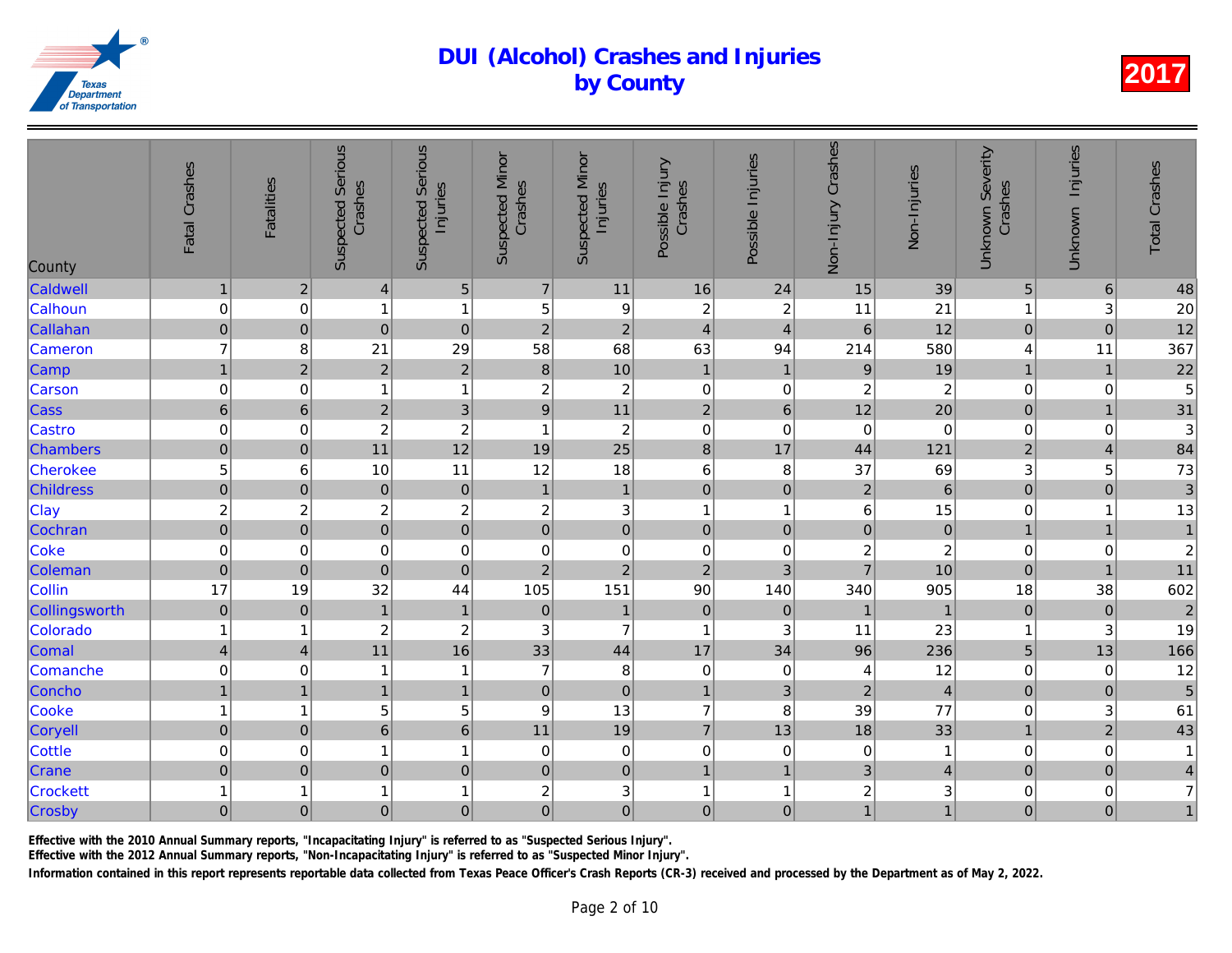# DUI (Alcohol) Crashes and Injuries by County

**2017**

| County | Fatal Crashes | Fatalities | Suspected Serious Crashes | Suspected Serious Injuries | Suspected Minor Crashes | Suspected Minor Injuries | Possible Injury Crashes | Possible Injuries | Non-Injury Crashes | Non-Injuries | Unknown Severity Crashes | Unknown Injuries | Total Crashes |
|---|---|---|---|---|---|---|---|---|---|---|---|---|---|
| Caldwell | 1 | 2 | 4 | 5 | 7 | 11 | 16 | 24 | 15 | 39 | 5 | 6 | 48 |
| Calhoun | 0 | 0 | 1 | 1 | 5 | 9 | 2 | 2 | 11 | 21 | 1 | 3 | 20 |
| Callahan | 0 | 0 | 0 | 0 | 2 | 2 | 4 | 4 | 6 | 12 | 0 | 0 | 12 |
| Cameron | 7 | 8 | 21 | 29 | 58 | 68 | 63 | 94 | 214 | 580 | 4 | 11 | 367 |
| Camp | 1 | 2 | 2 | 2 | 8 | 10 | 1 | 1 | 9 | 19 | 1 | 1 | 22 |
| Carson | 0 | 0 | 1 | 1 | 2 | 2 | 0 | 0 | 2 | 2 | 0 | 0 | 5 |
| Cass | 6 | 6 | 2 | 3 | 9 | 11 | 2 | 6 | 12 | 20 | 0 | 1 | 31 |
| Castro | 0 | 0 | 2 | 2 | 1 | 2 | 0 | 0 | 0 | 0 | 0 | 0 | 3 |
| Chambers | 0 | 0 | 11 | 12 | 19 | 25 | 8 | 17 | 44 | 121 | 2 | 4 | 84 |
| Cherokee | 5 | 6 | 10 | 11 | 12 | 18 | 6 | 8 | 37 | 69 | 3 | 5 | 73 |
| Childress | 0 | 0 | 0 | 0 | 1 | 1 | 0 | 0 | 2 | 6 | 0 | 0 | 3 |
| Clay | 2 | 2 | 2 | 2 | 2 | 3 | 1 | 1 | 6 | 15 | 0 | 1 | 13 |
| Cochran | 0 | 0 | 0 | 0 | 0 | 0 | 0 | 0 | 0 | 0 | 1 | 1 | 1 |
| Coke | 0 | 0 | 0 | 0 | 0 | 0 | 0 | 0 | 2 | 2 | 0 | 0 | 2 |
| Coleman | 0 | 0 | 0 | 0 | 2 | 2 | 2 | 3 | 7 | 10 | 0 | 1 | 11 |
| Collin | 17 | 19 | 32 | 44 | 105 | 151 | 90 | 140 | 340 | 905 | 18 | 38 | 602 |
| Collingsworth | 0 | 0 | 1 | 1 | 0 | 1 | 0 | 0 | 1 | 1 | 0 | 0 | 2 |
| Colorado | 1 | 1 | 2 | 2 | 3 | 7 | 1 | 3 | 11 | 23 | 1 | 3 | 19 |
| Comal | 4 | 4 | 11 | 16 | 33 | 44 | 17 | 34 | 96 | 236 | 5 | 13 | 166 |
| Comanche | 0 | 0 | 1 | 1 | 7 | 8 | 0 | 0 | 4 | 12 | 0 | 0 | 12 |
| Concho | 1 | 1 | 1 | 1 | 0 | 0 | 1 | 3 | 2 | 4 | 0 | 0 | 5 |
| Cooke | 1 | 1 | 5 | 5 | 9 | 13 | 7 | 8 | 39 | 77 | 0 | 3 | 61 |
| Coryell | 0 | 0 | 6 | 6 | 11 | 19 | 7 | 13 | 18 | 33 | 1 | 2 | 43 |
| Cottle | 0 | 0 | 1 | 1 | 0 | 0 | 0 | 0 | 0 | 1 | 0 | 0 | 1 |
| Crane | 0 | 0 | 0 | 0 | 0 | 0 | 1 | 1 | 3 | 4 | 0 | 0 | 4 |
| Crockett | 1 | 1 | 1 | 1 | 2 | 3 | 1 | 1 | 2 | 3 | 0 | 0 | 7 |
| Crosby | 0 | 0 | 0 | 0 | 0 | 0 | 0 | 0 | 1 | 1 | 0 | 0 | 1 |

**Effective with the 2010 Annual Summary reports, "Incapacitating Injury" is referred to as "Suspected Serious Injury".**

**Effective with the 2012 Annual Summary reports, "Non-Incapacitating Injury" is referred to as "Suspected Minor Injury".**

**Information contained in this report represents reportable data collected from Texas Peace Officer's Crash Reports (CR-3) received and processed by the Department as of May 2, 2022.**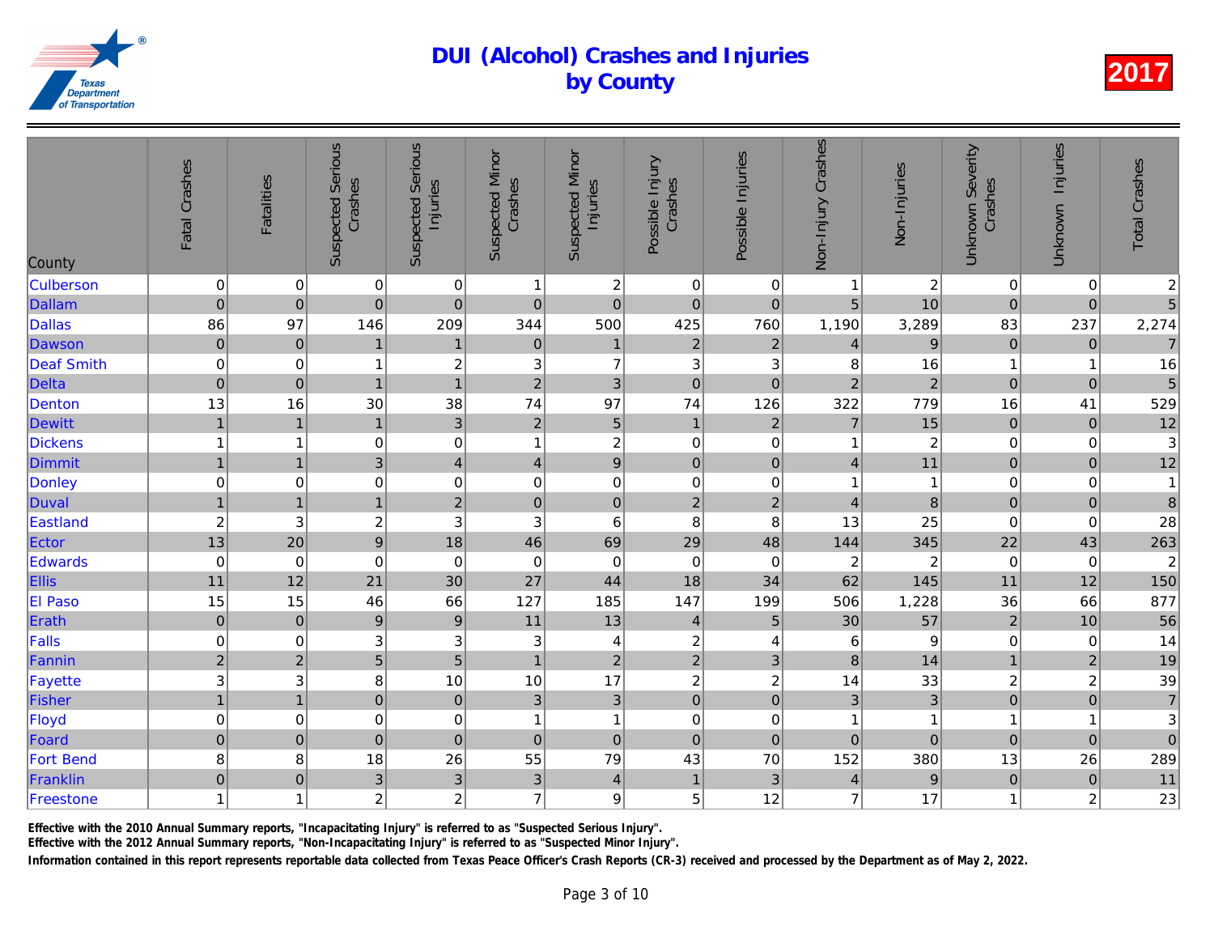# DUI (Alcohol) Crashes and Injuries by County

2017

| County | Fatal Crashes | Fatalities | Suspected Serious Crashes | Suspected Serious Injuries | Suspected Minor Crashes | Suspected Minor Injuries | Possible Injury Crashes | Possible Injuries | Non-Injury Crashes | Non-Injuries | Unknown Severity Crashes | Unknown Injuries | Total Crashes |
|---|---|---|---|---|---|---|---|---|---|---|---|---|---|
| Culberson | 0 | 0 | 0 | 0 | 1 | 2 | 0 | 0 | 1 | 2 | 0 | 0 | 2 |
| Dallam | 0 | 0 | 0 | 0 | 0 | 0 | 0 | 0 | 5 | 10 | 0 | 0 | 5 |
| Dallas | 86 | 97 | 146 | 209 | 344 | 500 | 425 | 760 | 1,190 | 3,289 | 83 | 237 | 2,274 |
| Dawson | 0 | 0 | 1 | 1 | 0 | 1 | 2 | 2 | 4 | 9 | 0 | 0 | 7 |
| Deaf Smith | 0 | 0 | 1 | 2 | 3 | 7 | 3 | 3 | 8 | 16 | 1 | 1 | 16 |
| Delta | 0 | 0 | 1 | 1 | 2 | 3 | 0 | 0 | 2 | 2 | 0 | 0 | 5 |
| Denton | 13 | 16 | 30 | 38 | 74 | 97 | 74 | 126 | 322 | 779 | 16 | 41 | 529 |
| Dewitt | 1 | 1 | 1 | 3 | 2 | 5 | 1 | 2 | 7 | 15 | 0 | 0 | 12 |
| Dickens | 1 | 1 | 0 | 0 | 1 | 2 | 0 | 0 | 1 | 2 | 0 | 0 | 3 |
| Dimmit | 1 | 1 | 3 | 4 | 4 | 9 | 0 | 0 | 4 | 11 | 0 | 0 | 12 |
| Donley | 0 | 0 | 0 | 0 | 0 | 0 | 0 | 0 | 1 | 1 | 0 | 0 | 1 |
| Duval | 1 | 1 | 1 | 2 | 0 | 0 | 2 | 2 | 4 | 8 | 0 | 0 | 8 |
| Eastland | 2 | 3 | 2 | 3 | 3 | 6 | 8 | 8 | 13 | 25 | 0 | 0 | 28 |
| Ector | 13 | 20 | 9 | 18 | 46 | 69 | 29 | 48 | 144 | 345 | 22 | 43 | 263 |
| Edwards | 0 | 0 | 0 | 0 | 0 | 0 | 0 | 0 | 2 | 2 | 0 | 0 | 2 |
| Ellis | 11 | 12 | 21 | 30 | 27 | 44 | 18 | 34 | 62 | 145 | 11 | 12 | 150 |
| El Paso | 15 | 15 | 46 | 66 | 127 | 185 | 147 | 199 | 506 | 1,228 | 36 | 66 | 877 |
| Erath | 0 | 0 | 9 | 9 | 11 | 13 | 4 | 5 | 30 | 57 | 2 | 10 | 56 |
| Falls | 0 | 0 | 3 | 3 | 3 | 4 | 2 | 4 | 6 | 9 | 0 | 0 | 14 |
| Fannin | 2 | 2 | 5 | 5 | 1 | 2 | 2 | 3 | 8 | 14 | 1 | 2 | 19 |
| Fayette | 3 | 3 | 8 | 10 | 10 | 17 | 2 | 2 | 14 | 33 | 2 | 2 | 39 |
| Fisher | 1 | 1 | 0 | 0 | 3 | 3 | 0 | 0 | 3 | 3 | 0 | 0 | 7 |
| Floyd | 0 | 0 | 0 | 0 | 1 | 1 | 0 | 0 | 1 | 1 | 1 | 1 | 3 |
| Foard | 0 | 0 | 0 | 0 | 0 | 0 | 0 | 0 | 0 | 0 | 0 | 0 | 0 |
| Fort Bend | 8 | 8 | 18 | 26 | 55 | 79 | 43 | 70 | 152 | 380 | 13 | 26 | 289 |
| Franklin | 0 | 0 | 3 | 3 | 3 | 4 | 1 | 3 | 4 | 9 | 0 | 0 | 11 |
| Freestone | 1 | 1 | 2 | 2 | 7 | 9 | 5 | 12 | 7 | 17 | 1 | 2 | 23 |

Effective with the 2010 Annual Summary reports, "Incapacitating Injury" is referred to as "Suspected Serious Injury".

Effective with the 2012 Annual Summary reports, "Non-Incapacitating Injury" is referred to as "Suspected Minor Injury".

Information contained in this report represents reportable data collected from Texas Peace Officer's Crash Reports (CR-3) received and processed by the Department as of May 2, 2022.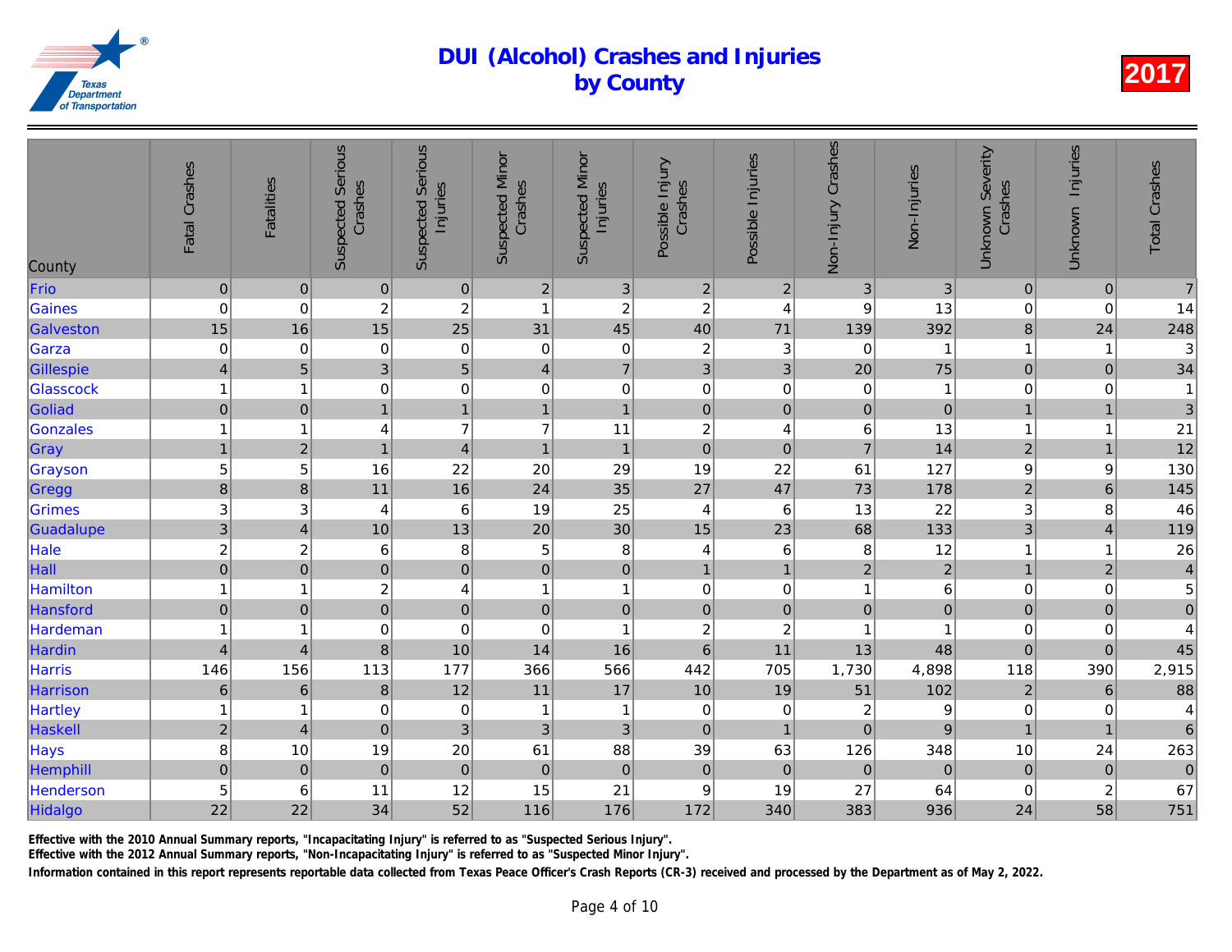# DUI (Alcohol) Crashes and Injuries by County

2017

| County | Fatal Crashes | Fatalities | Suspected Serious Crashes | Suspected Serious Injuries | Suspected Minor Crashes | Suspected Minor Injuries | Possible Injury Crashes | Possible Injuries | Non-Injury Crashes | Non-Injuries | Unknown Severity Crashes | Unknown Injuries | Total Crashes |
|---|---|---|---|---|---|---|---|---|---|---|---|---|---|
| Frio | 0 | 0 | 0 | 0 | 2 | 3 | 2 | 2 | 3 | 3 | 0 | 0 | 7 |
| Gaines | 0 | 0 | 2 | 2 | 1 | 2 | 2 | 4 | 9 | 13 | 0 | 0 | 14 |
| Galveston | 15 | 16 | 15 | 25 | 31 | 45 | 40 | 71 | 139 | 392 | 8 | 24 | 248 |
| Garza | 0 | 0 | 0 | 0 | 0 | 0 | 2 | 3 | 0 | 1 | 1 | 1 | 3 |
| Gillespie | 4 | 5 | 3 | 5 | 4 | 7 | 3 | 3 | 20 | 75 | 0 | 0 | 34 |
| Glasscock | 1 | 1 | 0 | 0 | 0 | 0 | 0 | 0 | 0 | 1 | 0 | 0 | 1 |
| Goliad | 0 | 0 | 1 | 1 | 1 | 1 | 0 | 0 | 0 | 0 | 1 | 1 | 3 |
| Gonzales | 1 | 1 | 4 | 7 | 7 | 11 | 2 | 4 | 6 | 13 | 1 | 1 | 21 |
| Gray | 1 | 2 | 1 | 4 | 1 | 1 | 0 | 0 | 7 | 14 | 2 | 1 | 12 |
| Grayson | 5 | 5 | 16 | 22 | 20 | 29 | 19 | 22 | 61 | 127 | 9 | 9 | 130 |
| Gregg | 8 | 8 | 11 | 16 | 24 | 35 | 27 | 47 | 73 | 178 | 2 | 6 | 145 |
| Grimes | 3 | 3 | 4 | 6 | 19 | 25 | 4 | 6 | 13 | 22 | 3 | 8 | 46 |
| Guadalupe | 3 | 4 | 10 | 13 | 20 | 30 | 15 | 23 | 68 | 133 | 3 | 4 | 119 |
| Hale | 2 | 2 | 6 | 8 | 5 | 8 | 4 | 6 | 8 | 12 | 1 | 1 | 26 |
| Hall | 0 | 0 | 0 | 0 | 0 | 0 | 1 | 1 | 2 | 2 | 1 | 2 | 4 |
| Hamilton | 1 | 1 | 2 | 4 | 1 | 1 | 0 | 0 | 1 | 6 | 0 | 0 | 5 |
| Hansford | 0 | 0 | 0 | 0 | 0 | 0 | 0 | 0 | 0 | 0 | 0 | 0 | 0 |
| Hardeman | 1 | 1 | 0 | 0 | 0 | 1 | 2 | 2 | 1 | 1 | 0 | 0 | 4 |
| Hardin | 4 | 4 | 8 | 10 | 14 | 16 | 6 | 11 | 13 | 48 | 0 | 0 | 45 |
| Harris | 146 | 156 | 113 | 177 | 366 | 566 | 442 | 705 | 1,730 | 4,898 | 118 | 390 | 2,915 |
| Harrison | 6 | 6 | 8 | 12 | 11 | 17 | 10 | 19 | 51 | 102 | 2 | 6 | 88 |
| Hartley | 1 | 1 | 0 | 0 | 1 | 1 | 0 | 0 | 2 | 9 | 0 | 0 | 4 |
| Haskell | 2 | 4 | 0 | 3 | 3 | 3 | 0 | 1 | 0 | 9 | 1 | 1 | 6 |
| Hays | 8 | 10 | 19 | 20 | 61 | 88 | 39 | 63 | 126 | 348 | 10 | 24 | 263 |
| Hemphill | 0 | 0 | 0 | 0 | 0 | 0 | 0 | 0 | 0 | 0 | 0 | 0 | 0 |
| Henderson | 5 | 6 | 11 | 12 | 15 | 21 | 9 | 19 | 27 | 64 | 0 | 2 | 67 |
| Hidalgo | 22 | 22 | 34 | 52 | 116 | 176 | 172 | 340 | 383 | 936 | 24 | 58 | 751 |

Effective with the 2010 Annual Summary reports, "Incapacitating Injury" is referred to as "Suspected Serious Injury".

Effective with the 2012 Annual Summary reports, "Non-Incapacitating Injury" is referred to as "Suspected Minor Injury".

Information contained in this report represents reportable data collected from Texas Peace Officer's Crash Reports (CR-3) received and processed by the Department as of May 2, 2022.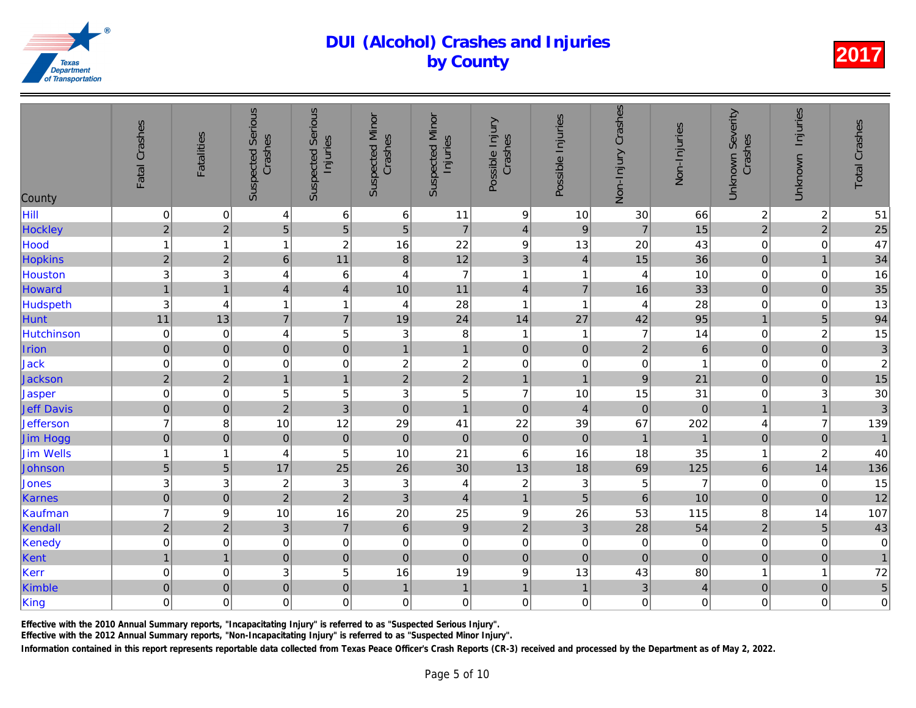# DUI (Alcohol) Crashes and Injuries by County

**2017**

| County | Fatal Crashes | Fatalities | Suspected Serious Crashes | Suspected Serious Injuries | Suspected Minor Crashes | Suspected Minor Injuries | Possible Injury Crashes | Possible Injuries | Non-Injury Crashes | Non-Injuries | Unknown Severity Crashes | Unknown Injuries | Total Crashes |
|---|---|---|---|---|---|---|---|---|---|---|---|---|---|
| Hill | 0 | 0 | 4 | 6 | 6 | 11 | 9 | 10 | 30 | 66 | 2 | 2 | 51 |
| Hockley | 2 | 2 | 5 | 5 | 5 | 7 | 4 | 9 | 7 | 15 | 2 | 2 | 25 |
| Hood | 1 | 1 | 1 | 2 | 16 | 22 | 9 | 13 | 20 | 43 | 0 | 0 | 47 |
| Hopkins | 2 | 2 | 6 | 11 | 8 | 12 | 3 | 4 | 15 | 36 | 0 | 1 | 34 |
| Houston | 3 | 3 | 4 | 6 | 4 | 7 | 1 | 1 | 4 | 10 | 0 | 0 | 16 |
| Howard | 1 | 1 | 4 | 4 | 10 | 11 | 4 | 7 | 16 | 33 | 0 | 0 | 35 |
| Hudspeth | 3 | 4 | 1 | 1 | 4 | 28 | 1 | 1 | 4 | 28 | 0 | 0 | 13 |
| Hunt | 11 | 13 | 7 | 7 | 19 | 24 | 14 | 27 | 42 | 95 | 1 | 5 | 94 |
| Hutchinson | 0 | 0 | 4 | 5 | 3 | 8 | 1 | 1 | 7 | 14 | 0 | 2 | 15 |
| Irion | 0 | 0 | 0 | 0 | 1 | 1 | 0 | 0 | 2 | 6 | 0 | 0 | 3 |
| Jack | 0 | 0 | 0 | 0 | 2 | 2 | 0 | 0 | 0 | 1 | 0 | 0 | 2 |
| Jackson | 2 | 2 | 1 | 1 | 2 | 2 | 1 | 1 | 9 | 21 | 0 | 0 | 15 |
| Jasper | 0 | 0 | 5 | 5 | 3 | 5 | 7 | 10 | 15 | 31 | 0 | 3 | 30 |
| Jeff Davis | 0 | 0 | 2 | 3 | 0 | 1 | 0 | 4 | 0 | 0 | 1 | 1 | 3 |
| Jefferson | 7 | 8 | 10 | 12 | 29 | 41 | 22 | 39 | 67 | 202 | 4 | 7 | 139 |
| Jim Hogg | 0 | 0 | 0 | 0 | 0 | 0 | 0 | 0 | 1 | 1 | 0 | 0 | 1 |
| Jim Wells | 1 | 1 | 4 | 5 | 10 | 21 | 6 | 16 | 18 | 35 | 1 | 2 | 40 |
| Johnson | 5 | 5 | 17 | 25 | 26 | 30 | 13 | 18 | 69 | 125 | 6 | 14 | 136 |
| Jones | 3 | 3 | 2 | 3 | 3 | 4 | 2 | 3 | 5 | 7 | 0 | 0 | 15 |
| Karnes | 0 | 0 | 2 | 2 | 3 | 4 | 1 | 5 | 6 | 10 | 0 | 0 | 12 |
| Kaufman | 7 | 9 | 10 | 16 | 20 | 25 | 9 | 26 | 53 | 115 | 8 | 14 | 107 |
| Kendall | 2 | 2 | 3 | 7 | 6 | 9 | 2 | 3 | 28 | 54 | 2 | 5 | 43 |
| Kenedy | 0 | 0 | 0 | 0 | 0 | 0 | 0 | 0 | 0 | 0 | 0 | 0 | 0 |
| Kent | 1 | 1 | 0 | 0 | 0 | 0 | 0 | 0 | 0 | 0 | 0 | 0 | 1 |
| Kerr | 0 | 0 | 3 | 5 | 16 | 19 | 9 | 13 | 43 | 80 | 1 | 1 | 72 |
| Kimble | 0 | 0 | 0 | 0 | 1 | 1 | 1 | 1 | 3 | 4 | 0 | 0 | 5 |
| King | 0 | 0 | 0 | 0 | 0 | 0 | 0 | 0 | 0 | 0 | 0 | 0 | 0 |

Effective with the 2010 Annual Summary reports, "Incapacitating Injury" is referred to as "Suspected Serious Injury".

Effective with the 2012 Annual Summary reports, "Non-Incapacitating Injury" is referred to as "Suspected Minor Injury".

Information contained in this report represents reportable data collected from Texas Peace Officer's Crash Reports (CR-3) received and processed by the Department as of May 2, 2022.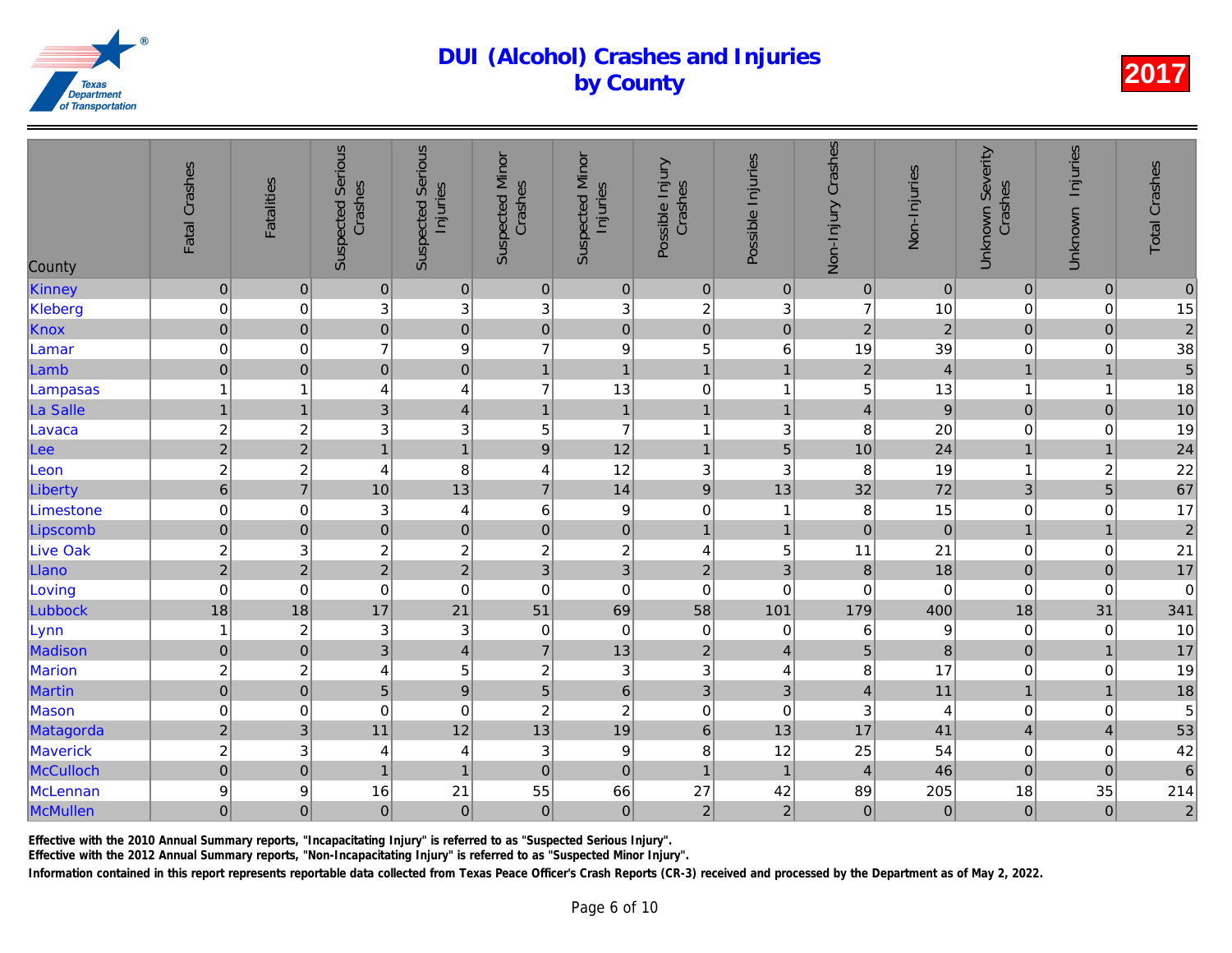# DUI (Alcohol) Crashes and Injuries by County

2017

| County | Fatal Crashes | Fatalities | Suspected Serious Crashes | Suspected Serious Injuries | Suspected Minor Crashes | Suspected Minor Injuries | Possible Injury Crashes | Possible Injuries | Non-Injury Crashes | Non-Injuries | Unknown Severity Crashes | Unknown Injuries | Total Crashes |
|---|---|---|---|---|---|---|---|---|---|---|---|---|---|
| Kinney | 0 | 0 | 0 | 0 | 0 | 0 | 0 | 0 | 0 | 0 | 0 | 0 | 0 |
| Kleberg | 0 | 0 | 3 | 3 | 3 | 3 | 2 | 3 | 7 | 10 | 0 | 0 | 15 |
| Knox | 0 | 0 | 0 | 0 | 0 | 0 | 0 | 0 | 2 | 2 | 0 | 0 | 2 |
| Lamar | 0 | 0 | 7 | 9 | 7 | 9 | 5 | 6 | 19 | 39 | 0 | 0 | 38 |
| Lamb | 0 | 0 | 0 | 0 | 1 | 1 | 1 | 1 | 2 | 4 | 1 | 1 | 5 |
| Lampasas | 1 | 1 | 4 | 4 | 7 | 13 | 0 | 1 | 5 | 13 | 1 | 1 | 18 |
| La Salle | 1 | 1 | 3 | 4 | 1 | 1 | 1 | 1 | 4 | 9 | 0 | 0 | 10 |
| Lavaca | 2 | 2 | 3 | 3 | 5 | 7 | 1 | 3 | 8 | 20 | 0 | 0 | 19 |
| Lee | 2 | 2 | 1 | 1 | 9 | 12 | 1 | 5 | 10 | 24 | 1 | 1 | 24 |
| Leon | 2 | 2 | 4 | 8 | 4 | 12 | 3 | 3 | 8 | 19 | 1 | 2 | 22 |
| Liberty | 6 | 7 | 10 | 13 | 7 | 14 | 9 | 13 | 32 | 72 | 3 | 5 | 67 |
| Limestone | 0 | 0 | 3 | 4 | 6 | 9 | 0 | 1 | 8 | 15 | 0 | 0 | 17 |
| Lipscomb | 0 | 0 | 0 | 0 | 0 | 0 | 1 | 1 | 0 | 0 | 1 | 1 | 2 |
| Live Oak | 2 | 3 | 2 | 2 | 2 | 2 | 4 | 5 | 11 | 21 | 0 | 0 | 21 |
| Llano | 2 | 2 | 2 | 2 | 3 | 3 | 2 | 3 | 8 | 18 | 0 | 0 | 17 |
| Loving | 0 | 0 | 0 | 0 | 0 | 0 | 0 | 0 | 0 | 0 | 0 | 0 | 0 |
| Lubbock | 18 | 18 | 17 | 21 | 51 | 69 | 58 | 101 | 179 | 400 | 18 | 31 | 341 |
| Lynn | 1 | 2 | 3 | 3 | 0 | 0 | 0 | 0 | 6 | 9 | 0 | 0 | 10 |
| Madison | 0 | 0 | 3 | 4 | 7 | 13 | 2 | 4 | 5 | 8 | 0 | 1 | 17 |
| Marion | 2 | 2 | 4 | 5 | 2 | 3 | 3 | 4 | 8 | 17 | 0 | 0 | 19 |
| Martin | 0 | 0 | 5 | 9 | 5 | 6 | 3 | 3 | 4 | 11 | 1 | 1 | 18 |
| Mason | 0 | 0 | 0 | 0 | 2 | 2 | 0 | 0 | 3 | 4 | 0 | 0 | 5 |
| Matagorda | 2 | 3 | 11 | 12 | 13 | 19 | 6 | 13 | 17 | 41 | 4 | 4 | 53 |
| Maverick | 2 | 3 | 4 | 4 | 3 | 9 | 8 | 12 | 25 | 54 | 0 | 0 | 42 |
| McCulloch | 0 | 0 | 1 | 1 | 0 | 0 | 1 | 1 | 4 | 46 | 0 | 0 | 6 |
| McLennan | 9 | 9 | 16 | 21 | 55 | 66 | 27 | 42 | 89 | 205 | 18 | 35 | 214 |
| McMullen | 0 | 0 | 0 | 0 | 0 | 0 | 2 | 2 | 0 | 0 | 0 | 0 | 2 |

Effective with the 2010 Annual Summary reports, "Incapacitating Injury" is referred to as "Suspected Serious Injury".

Effective with the 2012 Annual Summary reports, "Non-Incapacitating Injury" is referred to as "Suspected Minor Injury".

Information contained in this report represents reportable data collected from Texas Peace Officer's Crash Reports (CR-3) received and processed by the Department as of May 2, 2022.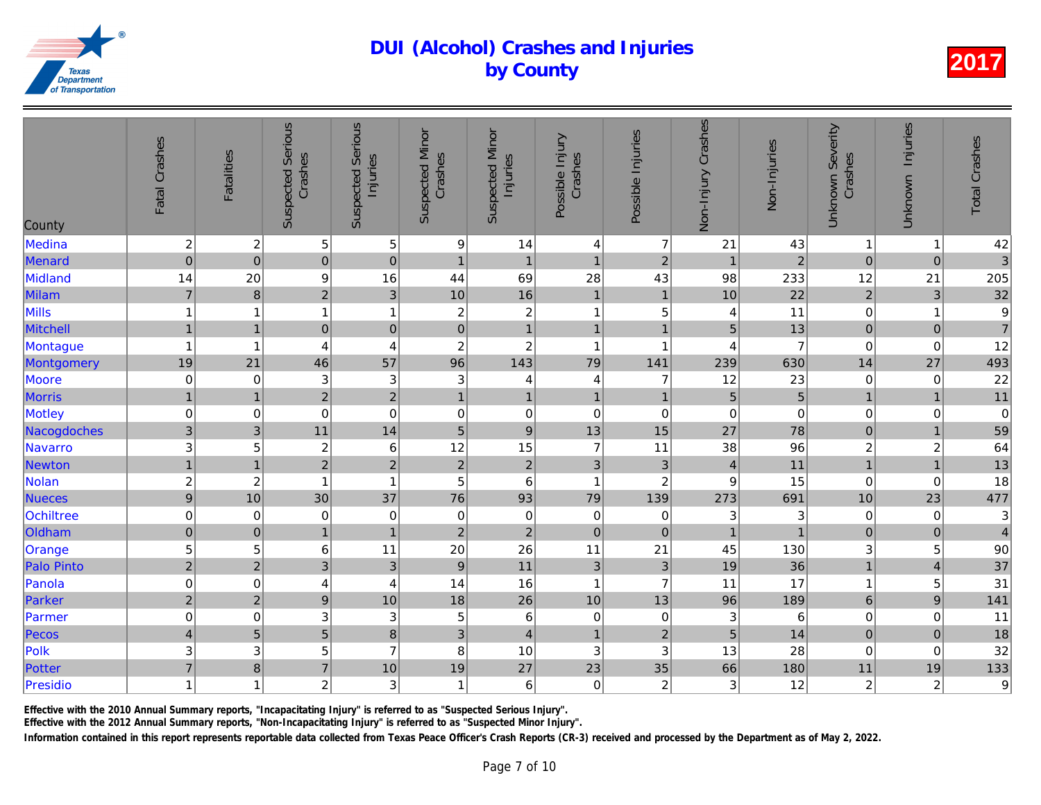# DUI (Alcohol) Crashes and Injuries by County

**2017**

| County | Fatal Crashes | Fatalities | Suspected Serious Crashes | Suspected Serious Injuries | Suspected Minor Crashes | Suspected Minor Injuries | Possible Injury Crashes | Possible Injuries | Non-Injury Crashes | Non-Injuries | Unknown Severity Crashes | Unknown Injuries | Total Crashes |
|---|---|---|---|---|---|---|---|---|---|---|---|---|---|
| Medina | 2 | 2 | 5 | 5 | 9 | 14 | 4 | 7 | 21 | 43 | 1 | 1 | 42 |
| Menard | 0 | 0 | 0 | 0 | 1 | 1 | 1 | 2 | 1 | 2 | 0 | 0 | 3 |
| Midland | 14 | 20 | 9 | 16 | 44 | 69 | 28 | 43 | 98 | 233 | 12 | 21 | 205 |
| Milam | 7 | 8 | 2 | 3 | 10 | 16 | 1 | 1 | 10 | 22 | 2 | 3 | 32 |
| Mills | 1 | 1 | 1 | 1 | 2 | 2 | 1 | 5 | 4 | 11 | 0 | 1 | 9 |
| Mitchell | 1 | 1 | 0 | 0 | 0 | 1 | 1 | 1 | 5 | 13 | 0 | 0 | 7 |
| Montague | 1 | 1 | 4 | 4 | 2 | 2 | 1 | 1 | 4 | 7 | 0 | 0 | 12 |
| Montgomery | 19 | 21 | 46 | 57 | 96 | 143 | 79 | 141 | 239 | 630 | 14 | 27 | 493 |
| Moore | 0 | 0 | 3 | 3 | 3 | 4 | 4 | 7 | 12 | 23 | 0 | 0 | 22 |
| Morris | 1 | 1 | 2 | 2 | 1 | 1 | 1 | 1 | 5 | 5 | 1 | 1 | 11 |
| Motley | 0 | 0 | 0 | 0 | 0 | 0 | 0 | 0 | 0 | 0 | 0 | 0 | 0 |
| Nacogdoches | 3 | 3 | 11 | 14 | 5 | 9 | 13 | 15 | 27 | 78 | 0 | 1 | 59 |
| Navarro | 3 | 5 | 2 | 6 | 12 | 15 | 7 | 11 | 38 | 96 | 2 | 2 | 64 |
| Newton | 1 | 1 | 2 | 2 | 2 | 2 | 3 | 3 | 4 | 11 | 1 | 1 | 13 |
| Nolan | 2 | 2 | 1 | 1 | 5 | 6 | 1 | 2 | 9 | 15 | 0 | 0 | 18 |
| Nueces | 9 | 10 | 30 | 37 | 76 | 93 | 79 | 139 | 273 | 691 | 10 | 23 | 477 |
| Ochiltree | 0 | 0 | 0 | 0 | 0 | 0 | 0 | 0 | 3 | 3 | 0 | 0 | 3 |
| Oldham | 0 | 0 | 1 | 1 | 2 | 2 | 0 | 0 | 1 | 1 | 0 | 0 | 4 |
| Orange | 5 | 5 | 6 | 11 | 20 | 26 | 11 | 21 | 45 | 130 | 3 | 5 | 90 |
| Palo Pinto | 2 | 2 | 3 | 3 | 9 | 11 | 3 | 3 | 19 | 36 | 1 | 4 | 37 |
| Panola | 0 | 0 | 4 | 4 | 14 | 16 | 1 | 7 | 11 | 17 | 1 | 5 | 31 |
| Parker | 2 | 2 | 9 | 10 | 18 | 26 | 10 | 13 | 96 | 189 | 6 | 9 | 141 |
| Parmer | 0 | 0 | 3 | 3 | 5 | 6 | 0 | 0 | 3 | 6 | 0 | 0 | 11 |
| Pecos | 4 | 5 | 5 | 8 | 3 | 4 | 1 | 2 | 5 | 14 | 0 | 0 | 18 |
| Polk | 3 | 3 | 5 | 7 | 8 | 10 | 3 | 3 | 13 | 28 | 0 | 0 | 32 |
| Potter | 7 | 8 | 7 | 10 | 19 | 27 | 23 | 35 | 66 | 180 | 11 | 19 | 133 |
| Presidio | 1 | 1 | 2 | 3 | 1 | 6 | 0 | 2 | 3 | 12 | 2 | 2 | 9 |

Effective with the 2010 Annual Summary reports, "Incapacitating Injury" is referred to as "Suspected Serious Injury".

Effective with the 2012 Annual Summary reports, "Non-Incapacitating Injury" is referred to as "Suspected Minor Injury".

Information contained in this report represents reportable data collected from Texas Peace Officer's Crash Reports (CR-3) received and processed by the Department as of May 2, 2022.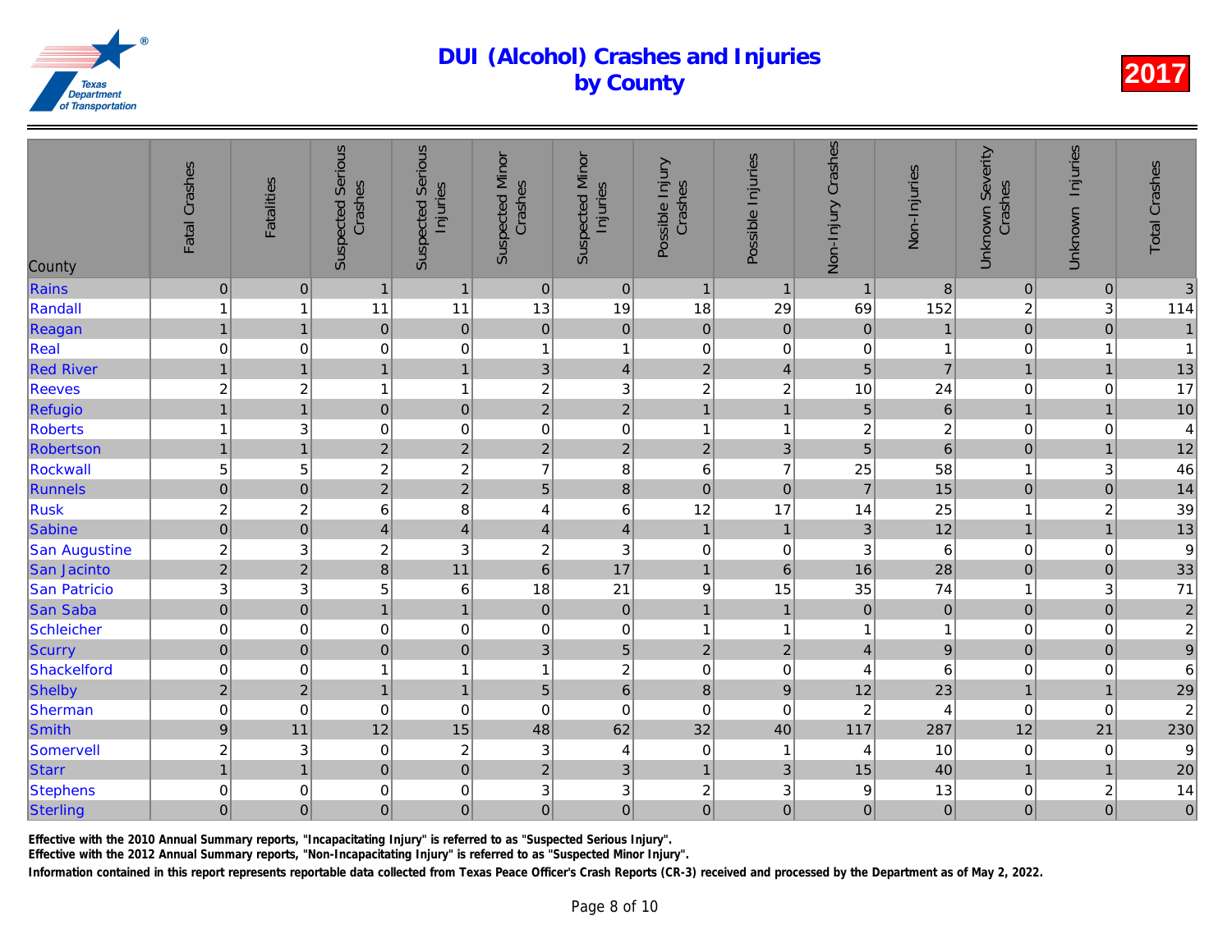# DUI (Alcohol) Crashes and Injuries by County

**2017**

| County | Fatal Crashes | Fatalities | Suspected Serious Crashes | Suspected Serious Injuries | Suspected Minor Crashes | Suspected Minor Injuries | Possible Injury Crashes | Possible Injuries | Non-Injury Crashes | Non-Injuries | Unknown Severity Crashes | Unknown Injuries | Total Crashes |
|---|---|---|---|---|---|---|---|---|---|---|---|---|---|
| Rains | 0 | 0 | 1 | 1 | 0 | 0 | 1 | 1 | 1 | 8 | 0 | 0 | 3 |
| Randall | 1 | 1 | 11 | 11 | 13 | 19 | 18 | 29 | 69 | 152 | 2 | 3 | 114 |
| Reagan | 1 | 1 | 0 | 0 | 0 | 0 | 0 | 0 | 0 | 1 | 0 | 0 | 1 |
| Real | 0 | 0 | 0 | 0 | 1 | 1 | 0 | 0 | 0 | 1 | 0 | 1 | 1 |
| Red River | 1 | 1 | 1 | 1 | 3 | 4 | 2 | 4 | 5 | 7 | 1 | 1 | 13 |
| Reeves | 2 | 2 | 1 | 1 | 2 | 3 | 2 | 2 | 10 | 24 | 0 | 0 | 17 |
| Refugio | 1 | 1 | 0 | 0 | 2 | 2 | 1 | 1 | 5 | 6 | 1 | 1 | 10 |
| Roberts | 1 | 3 | 0 | 0 | 0 | 0 | 1 | 1 | 2 | 2 | 0 | 0 | 4 |
| Robertson | 1 | 1 | 2 | 2 | 2 | 2 | 2 | 3 | 5 | 6 | 0 | 1 | 12 |
| Rockwall | 5 | 5 | 2 | 2 | 7 | 8 | 6 | 7 | 25 | 58 | 1 | 3 | 46 |
| Runnels | 0 | 0 | 2 | 2 | 5 | 8 | 0 | 0 | 7 | 15 | 0 | 0 | 14 |
| Rusk | 2 | 2 | 6 | 8 | 4 | 6 | 12 | 17 | 14 | 25 | 1 | 2 | 39 |
| Sabine | 0 | 0 | 4 | 4 | 4 | 4 | 1 | 1 | 3 | 12 | 1 | 1 | 13 |
| San Augustine | 2 | 3 | 2 | 3 | 2 | 3 | 0 | 0 | 3 | 6 | 0 | 0 | 9 |
| San Jacinto | 2 | 2 | 8 | 11 | 6 | 17 | 1 | 6 | 16 | 28 | 0 | 0 | 33 |
| San Patricio | 3 | 3 | 5 | 6 | 18 | 21 | 9 | 15 | 35 | 74 | 1 | 3 | 71 |
| San Saba | 0 | 0 | 1 | 1 | 0 | 0 | 1 | 1 | 0 | 0 | 0 | 0 | 2 |
| Schleicher | 0 | 0 | 0 | 0 | 0 | 0 | 1 | 1 | 1 | 1 | 0 | 0 | 2 |
| Scurry | 0 | 0 | 0 | 0 | 3 | 5 | 2 | 2 | 4 | 9 | 0 | 0 | 9 |
| Shackelford | 0 | 0 | 1 | 1 | 1 | 2 | 0 | 0 | 4 | 6 | 0 | 0 | 6 |
| Shelby | 2 | 2 | 1 | 1 | 5 | 6 | 8 | 9 | 12 | 23 | 1 | 1 | 29 |
| Sherman | 0 | 0 | 0 | 0 | 0 | 0 | 0 | 0 | 2 | 4 | 0 | 0 | 2 |
| Smith | 9 | 11 | 12 | 15 | 48 | 62 | 32 | 40 | 117 | 287 | 12 | 21 | 230 |
| Somervell | 2 | 3 | 0 | 2 | 3 | 4 | 0 | 1 | 4 | 10 | 0 | 0 | 9 |
| Starr | 1 | 1 | 0 | 0 | 2 | 3 | 1 | 3 | 15 | 40 | 1 | 1 | 20 |
| Stephens | 0 | 0 | 0 | 0 | 3 | 3 | 2 | 3 | 9 | 13 | 0 | 2 | 14 |
| Sterling | 0 | 0 | 0 | 0 | 0 | 0 | 0 | 0 | 0 | 0 | 0 | 0 | 0 |

Effective with the 2010 Annual Summary reports, "Incapacitating Injury" is referred to as "Suspected Serious Injury".

Effective with the 2012 Annual Summary reports, "Non-Incapacitating Injury" is referred to as "Suspected Minor Injury".

Information contained in this report represents reportable data collected from Texas Peace Officer's Crash Reports (CR-3) received and processed by the Department as of May 2, 2022.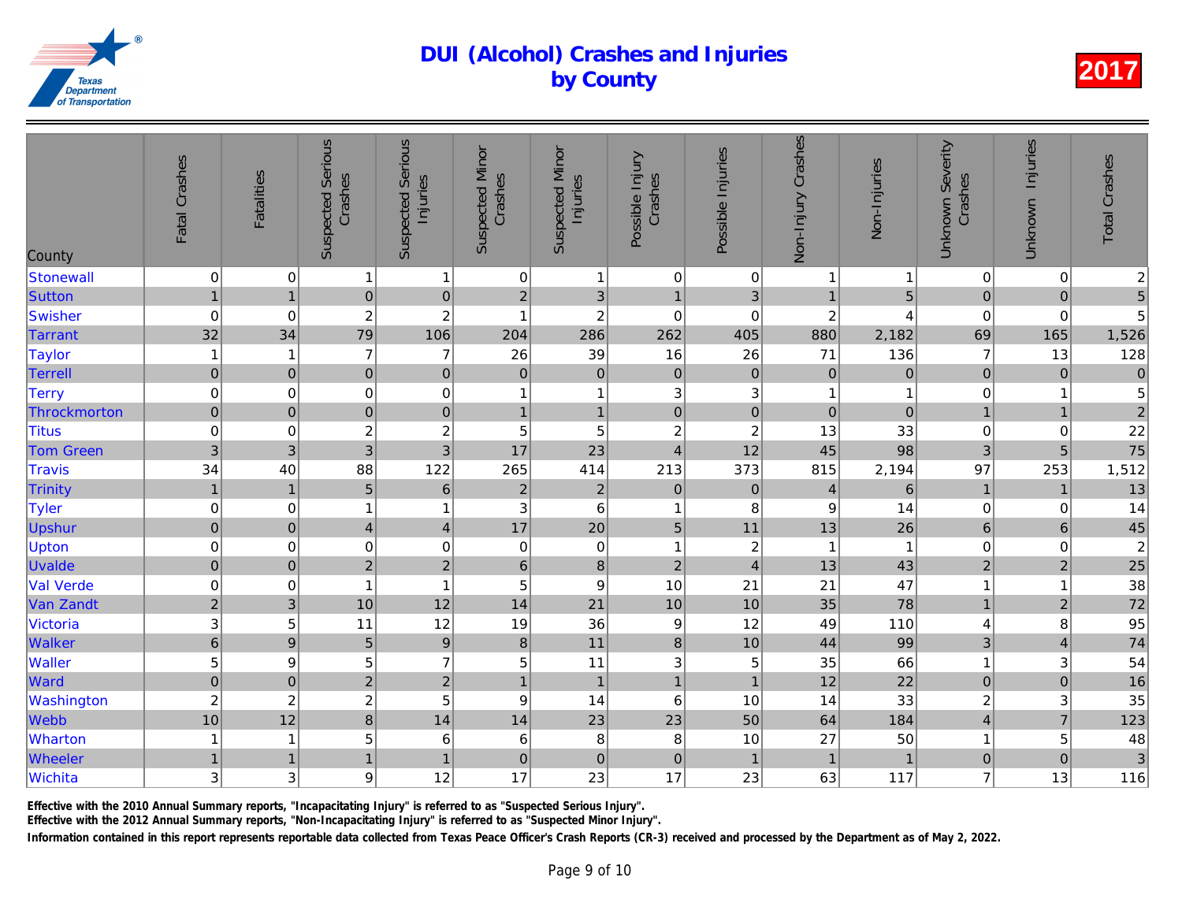# DUI (Alcohol) Crashes and Injuries by County

## 2017

| County | Fatal Crashes | Fatalities | Suspected Serious Crashes | Suspected Serious Injuries | Suspected Minor Crashes | Suspected Minor Injuries | Possible Injury Crashes | Possible Injuries | Non-Injury Crashes | Non-Injuries | Unknown Severity Crashes | Unknown Injuries | Total Crashes |
|---|---|---|---|---|---|---|---|---|---|---|---|---|---|
| Stonewall | 0 | 0 | 1 | 1 | 0 | 1 | 0 | 0 | 1 | 1 | 0 | 0 | 2 |
| Sutton | 1 | 1 | 0 | 0 | 2 | 3 | 1 | 3 | 1 | 5 | 0 | 0 | 5 |
| Swisher | 0 | 0 | 2 | 2 | 1 | 2 | 0 | 0 | 2 | 4 | 0 | 0 | 5 |
| Tarrant | 32 | 34 | 79 | 106 | 204 | 286 | 262 | 405 | 880 | 2,182 | 69 | 165 | 1,526 |
| Taylor | 1 | 1 | 7 | 7 | 26 | 39 | 16 | 26 | 71 | 136 | 7 | 13 | 128 |
| Terrell | 0 | 0 | 0 | 0 | 0 | 0 | 0 | 0 | 0 | 0 | 0 | 0 | 0 |
| Terry | 0 | 0 | 0 | 0 | 1 | 1 | 3 | 3 | 1 | 1 | 0 | 1 | 5 |
| Throckmorton | 0 | 0 | 0 | 0 | 1 | 1 | 0 | 0 | 0 | 0 | 1 | 1 | 2 |
| Titus | 0 | 0 | 2 | 2 | 5 | 5 | 2 | 2 | 13 | 33 | 0 | 0 | 22 |
| Tom Green | 3 | 3 | 3 | 3 | 17 | 23 | 4 | 12 | 45 | 98 | 3 | 5 | 75 |
| Travis | 34 | 40 | 88 | 122 | 265 | 414 | 213 | 373 | 815 | 2,194 | 97 | 253 | 1,512 |
| Trinity | 1 | 1 | 5 | 6 | 2 | 2 | 0 | 0 | 4 | 6 | 1 | 1 | 13 |
| Tyler | 0 | 0 | 1 | 1 | 3 | 6 | 1 | 8 | 9 | 14 | 0 | 0 | 14 |
| Upshur | 0 | 0 | 4 | 4 | 17 | 20 | 5 | 11 | 13 | 26 | 6 | 6 | 45 |
| Upton | 0 | 0 | 0 | 0 | 0 | 0 | 1 | 2 | 1 | 1 | 0 | 0 | 2 |
| Uvalde | 0 | 0 | 2 | 2 | 6 | 8 | 2 | 4 | 13 | 43 | 2 | 2 | 25 |
| Val Verde | 0 | 0 | 1 | 1 | 5 | 9 | 10 | 21 | 21 | 47 | 1 | 1 | 38 |
| Van Zandt | 2 | 3 | 10 | 12 | 14 | 21 | 10 | 10 | 35 | 78 | 1 | 2 | 72 |
| Victoria | 3 | 5 | 11 | 12 | 19 | 36 | 9 | 12 | 49 | 110 | 4 | 8 | 95 |
| Walker | 6 | 9 | 5 | 9 | 8 | 11 | 8 | 10 | 44 | 99 | 3 | 4 | 74 |
| Waller | 5 | 9 | 5 | 7 | 5 | 11 | 3 | 5 | 35 | 66 | 1 | 3 | 54 |
| Ward | 0 | 0 | 2 | 2 | 1 | 1 | 1 | 1 | 12 | 22 | 0 | 0 | 16 |
| Washington | 2 | 2 | 2 | 5 | 9 | 14 | 6 | 10 | 14 | 33 | 2 | 3 | 35 |
| Webb | 10 | 12 | 8 | 14 | 14 | 23 | 23 | 50 | 64 | 184 | 4 | 7 | 123 |
| Wharton | 1 | 1 | 5 | 6 | 6 | 8 | 8 | 10 | 27 | 50 | 1 | 5 | 48 |
| Wheeler | 1 | 1 | 1 | 1 | 0 | 0 | 0 | 1 | 1 | 1 | 0 | 0 | 3 |
| Wichita | 3 | 3 | 9 | 12 | 17 | 23 | 17 | 23 | 63 | 117 | 7 | 13 | 116 |

Effective with the 2010 Annual Summary reports, "Incapacitating Injury" is referred to as "Suspected Serious Injury".

Effective with the 2012 Annual Summary reports, "Non-Incapacitating Injury" is referred to as "Suspected Minor Injury".

Information contained in this report represents reportable data collected from Texas Peace Officer's Crash Reports (CR-3) received and processed by the Department as of May 2, 2022.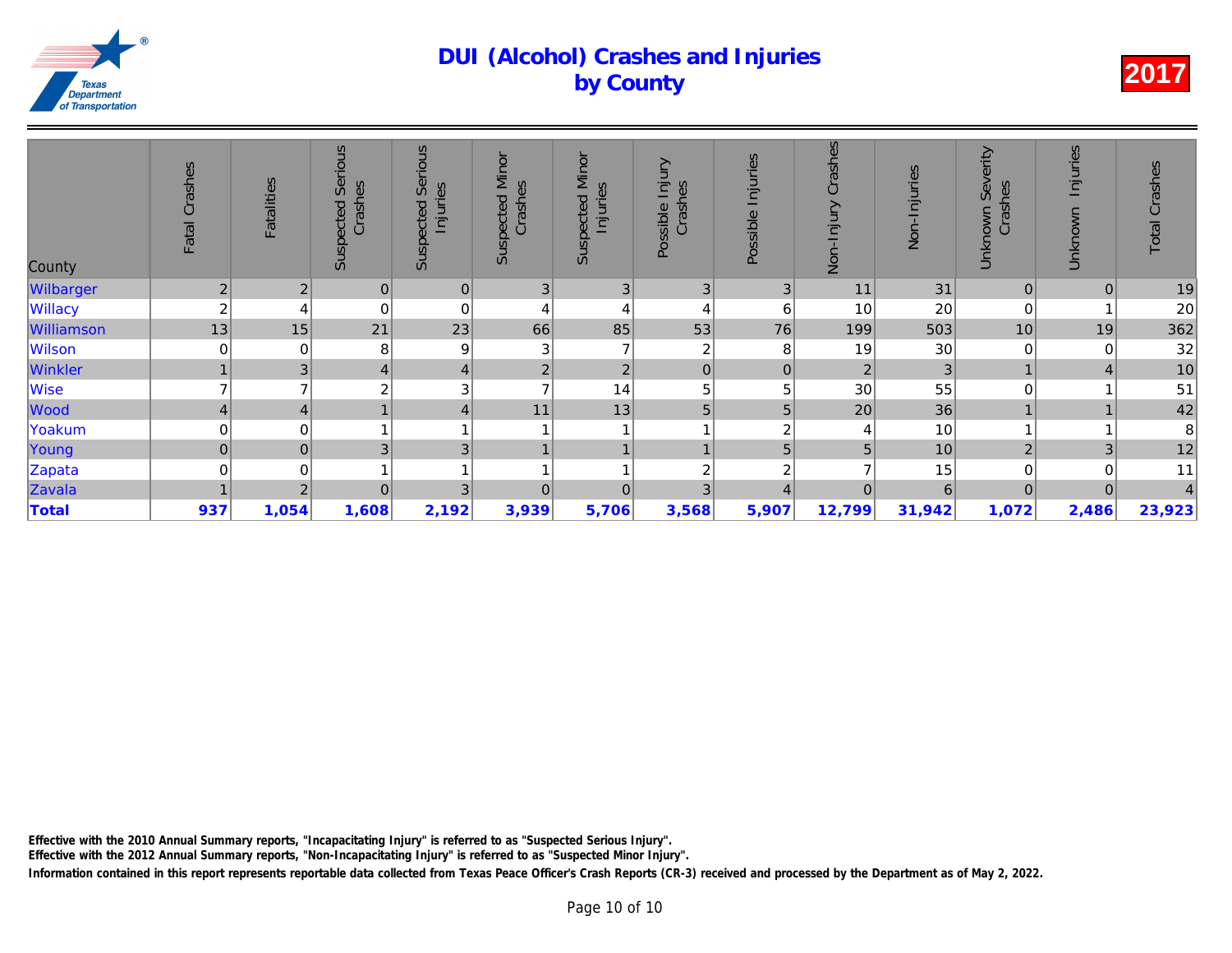# DUI (Alcohol) Crashes and Injuries by County

2017

| County | Fatal Crashes | Fatalities | Suspected Serious Crashes | Suspected Serious Injuries | Suspected Minor Crashes | Suspected Minor Injuries | Possible Injury Crashes | Possible Injuries | Non-Injury Crashes | Non-Injuries | Unknown Severity Crashes | Unknown Injuries | Total Crashes |
|---|---|---|---|---|---|---|---|---|---|---|---|---|---|
| Wilbarger | 2 | 2 | 0 | 0 | 3 | 3 | 3 | 3 | 11 | 31 | 0 | 0 | 19 |
| Willacy | 2 | 4 | 0 | 0 | 4 | 4 | 4 | 6 | 10 | 20 | 0 | 1 | 20 |
| Williamson | 13 | 15 | 21 | 23 | 66 | 85 | 53 | 76 | 199 | 503 | 10 | 19 | 362 |
| Wilson | 0 | 0 | 8 | 9 | 3 | 7 | 2 | 8 | 19 | 30 | 0 | 0 | 32 |
| Winkler | 1 | 3 | 4 | 4 | 2 | 2 | 0 | 0 | 2 | 3 | 1 | 4 | 10 |
| Wise | 7 | 7 | 2 | 3 | 7 | 14 | 5 | 5 | 30 | 55 | 0 | 1 | 51 |
| Wood | 4 | 4 | 1 | 4 | 11 | 13 | 5 | 5 | 20 | 36 | 1 | 1 | 42 |
| Yoakum | 0 | 0 | 1 | 1 | 1 | 1 | 1 | 2 | 4 | 10 | 1 | 1 | 8 |
| Young | 0 | 0 | 3 | 3 | 1 | 1 | 1 | 5 | 5 | 10 | 2 | 3 | 12 |
| Zapata | 0 | 0 | 1 | 1 | 1 | 1 | 2 | 2 | 7 | 15 | 0 | 0 | 11 |
| Zavala | 1 | 2 | 0 | 3 | 0 | 0 | 3 | 4 | 0 | 6 | 0 | 0 | 4 |
| **Total** | **937** | **1,054** | **1,608** | **2,192** | **3,939** | **5,706** | **3,568** | **5,907** | **12,799** | **31,942** | **1,072** | **2,486** | **23,923** |

**Effective with the 2010 Annual Summary reports, "Incapacitating Injury" is referred to as "Suspected Serious Injury".**

**Effective with the 2012 Annual Summary reports, "Non-Incapacitating Injury" is referred to as "Suspected Minor Injury".**

**Information contained in this report represents reportable data collected from Texas Peace Officer's Crash Reports (CR-3) received and processed by the Department as of May 2, 2022.**